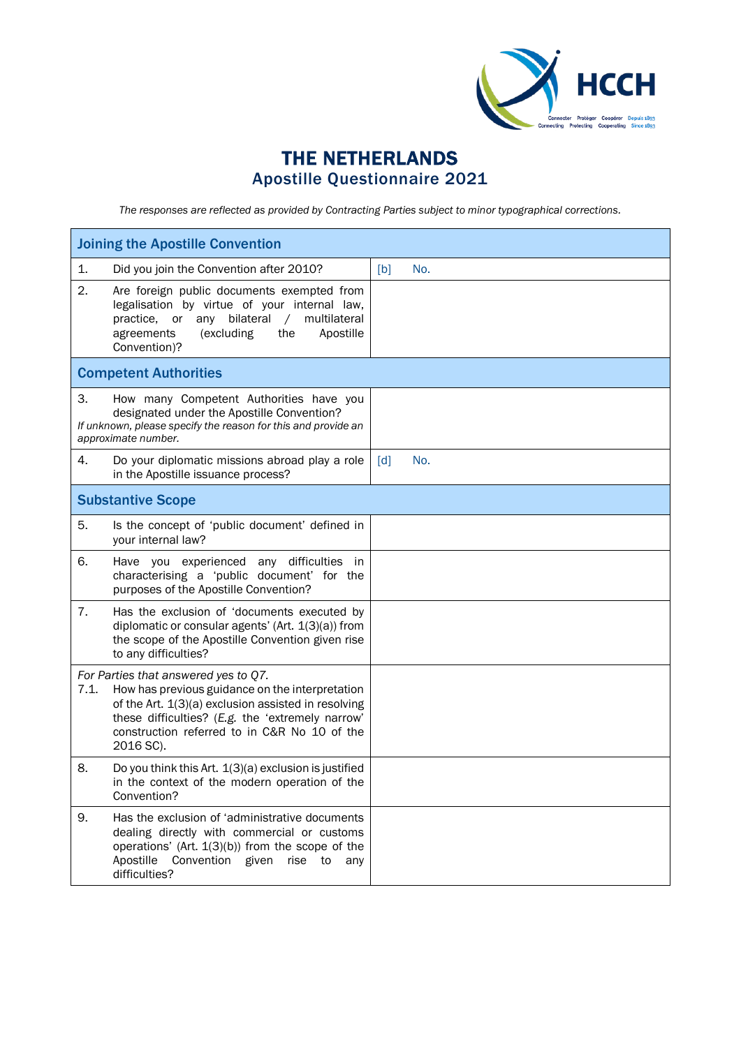# THE NETHERLANDS
## Apostille Questionnaire 2021

*The responses are reflected as provided by Contracting Parties subject to minor typographical corrections.*

| **Joining the Apostille Convention** | |
|---|---|
| 1. Did you join the Convention after 2010? | [b] No. |
| 2. Are foreign public documents exempted from legalisation by virtue of your internal law, practice, or any bilateral / multilateral agreements (excluding the Apostille Convention)? | |
| **Competent Authorities** | |
| 3. How many Competent Authorities have you designated under the Apostille Convention? *If unknown, please specify the reason for this and provide an approximate number.* | |
| 4. Do your diplomatic missions abroad play a role in the Apostille issuance process? | [d] No. |
| **Substantive Scope** | |
| 5. Is the concept of 'public document' defined in your internal law? | |
| 6. Have you experienced any difficulties in characterising a 'public document' for the purposes of the Apostille Convention? | |
| 7. Has the exclusion of 'documents executed by diplomatic or consular agents' (Art. 1(3)(a)) from the scope of the Apostille Convention given rise to any difficulties? | |
| *For Parties that answered yes to Q7.* 7.1. How has previous guidance on the interpretation of the Art. 1(3)(a) exclusion assisted in resolving these difficulties? (*E.g.* the 'extremely narrow' construction referred to in C&R No 10 of the 2016 SC). | |
| 8. Do you think this Art. 1(3)(a) exclusion is justified in the context of the modern operation of the Convention? | |
| 9. Has the exclusion of 'administrative documents dealing directly with commercial or customs operations' (Art. 1(3)(b)) from the scope of the Apostille Convention given rise to any difficulties? | |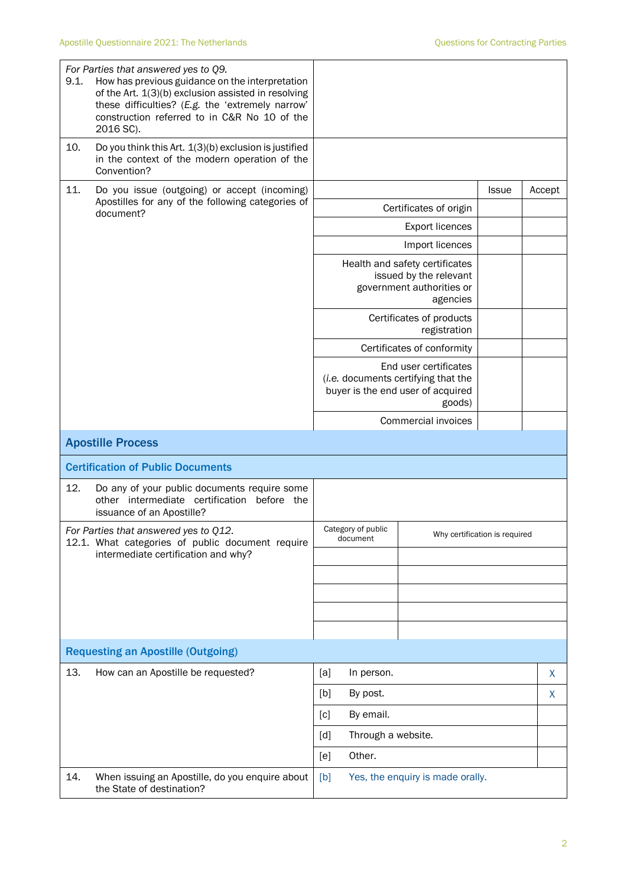| | |
|---|---|
| *For Parties that answered yes to Q9.*<br>9.1. How has previous guidance on the interpretation of the Art. 1(3)(b) exclusion assisted in resolving these difficulties? (*E.g.* the 'extremely narrow' construction referred to in C&R No 10 of the 2016 SC). | |
| 10. Do you think this Art. 1(3)(b) exclusion is justified in the context of the modern operation of the Convention? | |

| 11. Do you issue (outgoing) or accept (incoming) Apostilles for any of the following categories of document? | | Issue | Accept |
|---|---|---|---|
| | Certificates of origin | | |
| | Export licences | | |
| | Import licences | | |
| | Health and safety certificates issued by the relevant government authorities or agencies | | |
| | Certificates of products registration | | |
| | Certificates of conformity | | |
| | End user certificates (*i.e.* documents certifying that the buyer is the end user of acquired goods) | | |
| | Commercial invoices | | |

## Apostille Process

### Certification of Public Documents

| | |
|---|---|
| 12. Do any of your public documents require some other intermediate certification before the issuance of an Apostille? | |

| *For Parties that answered yes to Q12.*<br>12.1. What categories of public document require intermediate certification and why? | Category of public document | Why certification is required |
|---|---|---|
| | | |
| | | |
| | | |
| | | |
| | | |

### Requesting an Apostille (Outgoing)

| 13. How can an Apostille be requested? | | | |
|---|---|---|---|
| | [a] | In person. | X |
| | [b] | By post. | X |
| | [c] | By email. | |
| | [d] | Through a website. | |
| | [e] | Other. | |

| | |
|---|---|
| 14. When issuing an Apostille, do you enquire about the State of destination? | [b] Yes, the enquiry is made orally. |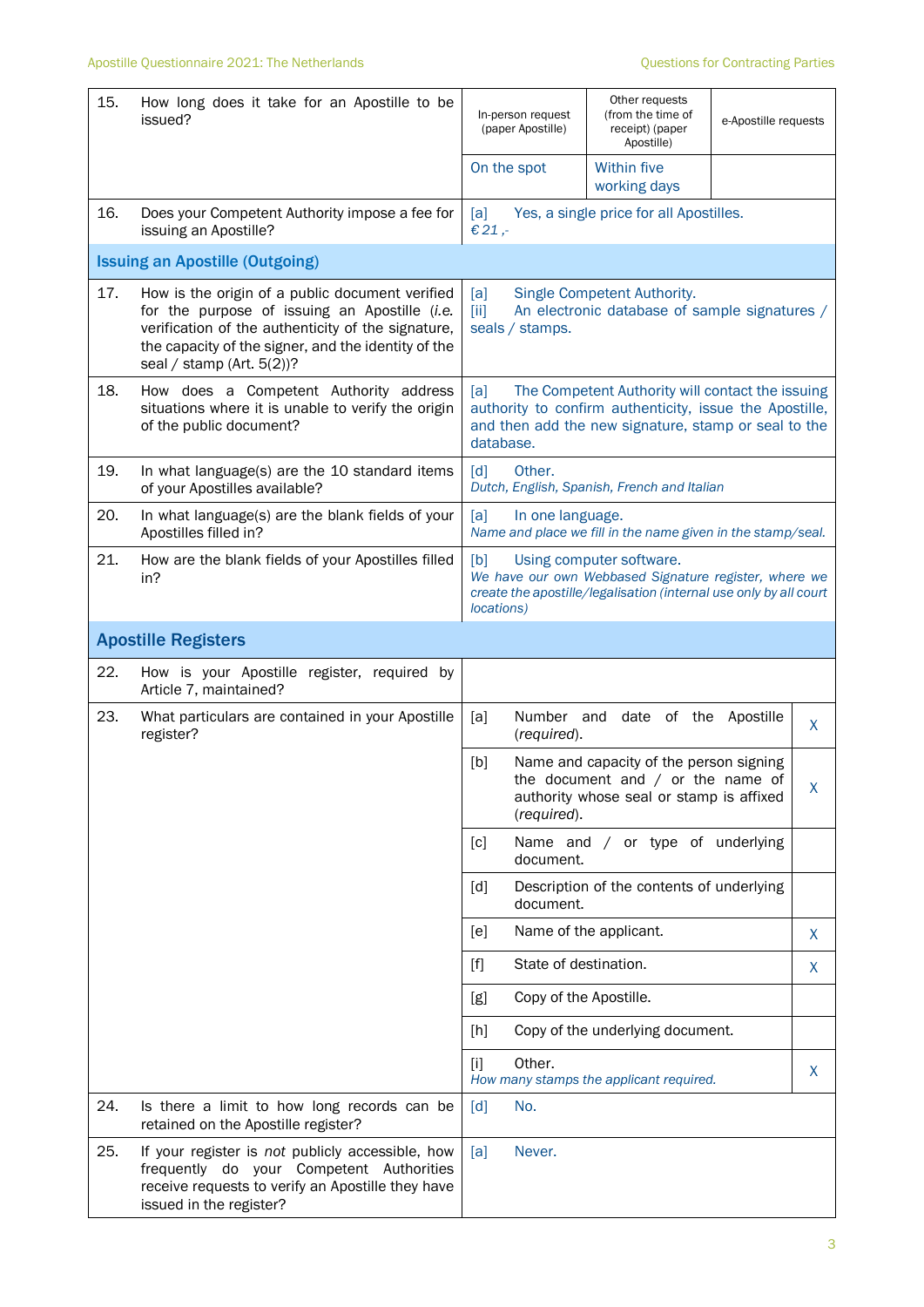| | | | | |
|---|---|---|---|---|
| 15. | How long does it take for an Apostille to be issued? | In-person request (paper Apostille) | Other requests (from the time of receipt) (paper Apostille) | e-Apostille requests |
| | | On the spot | Within five working days | |
| 16. | Does your Competent Authority impose a fee for issuing an Apostille? | [a] Yes, a single price for all Apostilles. *€ 21 ,-* | | |
| **Issuing an Apostille (Outgoing)** | | | | |
| 17. | How is the origin of a public document verified for the purpose of issuing an Apostille (*i.e.* verification of the authenticity of the signature, the capacity of the signer, and the identity of the seal / stamp (Art. 5(2))? | [a] Single Competent Authority. [ii] An electronic database of sample signatures / seals / stamps. | | |
| 18. | How does a Competent Authority address situations where it is unable to verify the origin of the public document? | [a] The Competent Authority will contact the issuing authority to confirm authenticity, issue the Apostille, and then add the new signature, stamp or seal to the database. | | |
| 19. | In what language(s) are the 10 standard items of your Apostilles available? | [d] Other. *Dutch, English, Spanish, French and Italian* | | |
| 20. | In what language(s) are the blank fields of your Apostilles filled in? | [a] In one language. *Name and place we fill in the name given in the stamp/seal.* | | |
| 21. | How are the blank fields of your Apostilles filled in? | [b] Using computer software. *We have our own Webbased Signature register, where we create the apostille/legalisation (internal use only by all court locations)* | | |
| **Apostille Registers** | | | | |
| 22. | How is your Apostille register, required by Article 7, maintained? | | | |
| 23. | What particulars are contained in your Apostille register? | [a] Number and date of the Apostille (*required*). | | X |
| | | [b] Name and capacity of the person signing the document and / or the name of authority whose seal or stamp is affixed (*required*). | | X |
| | | [c] Name and / or type of underlying document. | | |
| | | [d] Description of the contents of underlying document. | | |
| | | [e] Name of the applicant. | | X |
| | | [f] State of destination. | | X |
| | | [g] Copy of the Apostille. | | |
| | | [h] Copy of the underlying document. | | |
| | | [i] Other. *How many stamps the applicant required.* | | X |
| 24. | Is there a limit to how long records can be retained on the Apostille register? | [d] No. | | |
| 25. | If your register is *not* publicly accessible, how frequently do your Competent Authorities receive requests to verify an Apostille they have issued in the register? | [a] Never. | | |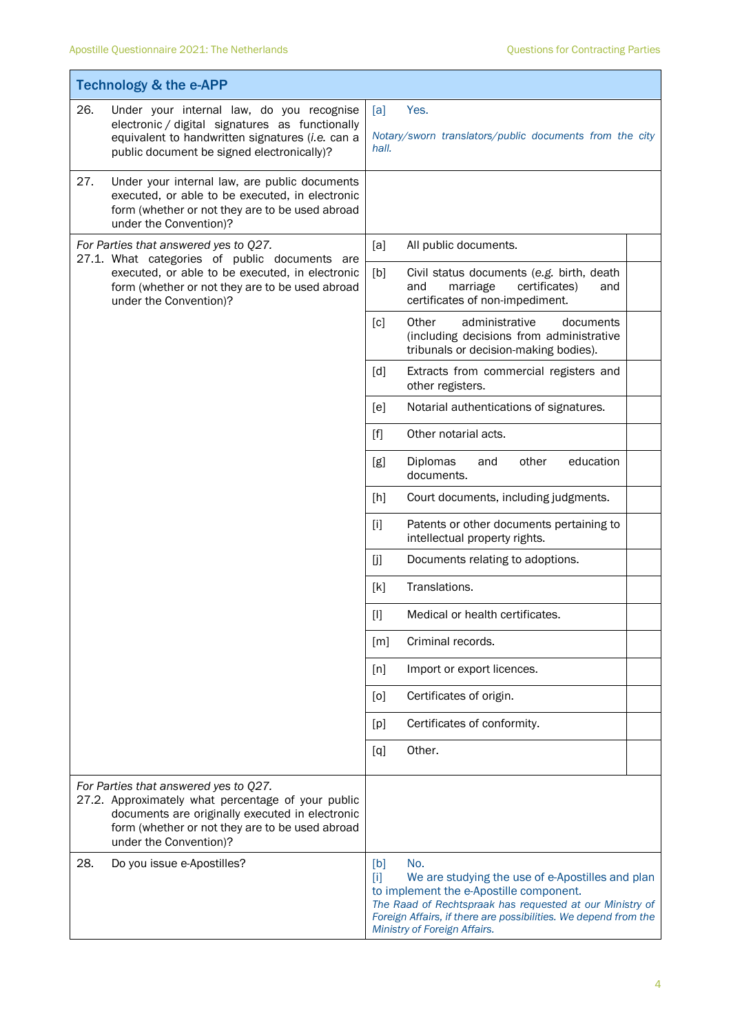| Technology & the e-APP | | |
|---|---|---|
| 26. Under your internal law, do you recognise electronic / digital signatures as functionally equivalent to handwritten signatures (*i.e.* can a public document be signed electronically)? | [a] Yes.<br>*Notary/sworn translators/public documents from the city hall.* | |
| 27. Under your internal law, are public documents executed, or able to be executed, in electronic form (whether or not they are to be used abroad under the Convention)? | | |
| *For Parties that answered yes to Q27.*<br>27.1. What categories of public documents are executed, or able to be executed, in electronic form (whether or not they are to be used abroad under the Convention)? | [a] All public documents. | |
| | [b] Civil status documents (*e.g.* birth, death and marriage certificates) and certificates of non-impediment. | |
| | [c] Other administrative documents (including decisions from administrative tribunals or decision-making bodies). | |
| | [d] Extracts from commercial registers and other registers. | |
| | [e] Notarial authentications of signatures. | |
| | [f] Other notarial acts. | |
| | [g] Diplomas and other education documents. | |
| | [h] Court documents, including judgments. | |
| | [i] Patents or other documents pertaining to intellectual property rights. | |
| | [j] Documents relating to adoptions. | |
| | [k] Translations. | |
| | [l] Medical or health certificates. | |
| | [m] Criminal records. | |
| | [n] Import or export licences. | |
| | [o] Certificates of origin. | |
| | [p] Certificates of conformity. | |
| | [q] Other. | |
| *For Parties that answered yes to Q27.*<br>27.2. Approximately what percentage of your public documents are originally executed in electronic form (whether or not they are to be used abroad under the Convention)? | | |
| 28. Do you issue e-Apostilles? | [b] No.<br>[i] We are studying the use of e-Apostilles and plan to implement the e-Apostille component.<br>*The Raad of Rechtspraak has requested at our Ministry of Foreign Affairs, if there are possibilities. We depend from the Ministry of Foreign Affairs.* | |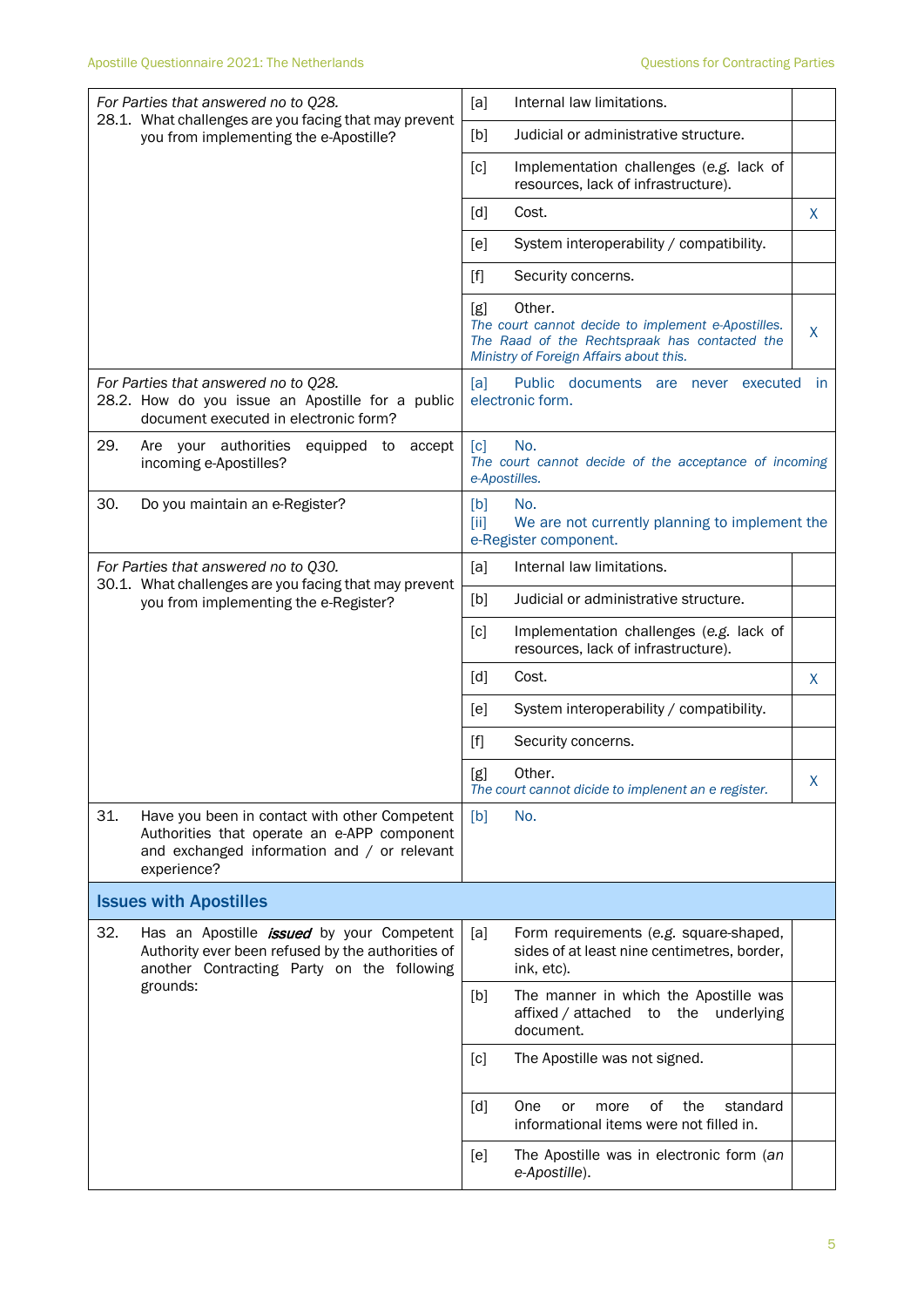| Question | Answer | |
|---|---|---|
| *For Parties that answered no to Q28.* 28.1. What challenges are you facing that may prevent you from implementing the e-Apostille? | [a] Internal law limitations. | |
| | [b] Judicial or administrative structure. | |
| | [c] Implementation challenges (*e.g.* lack of resources, lack of infrastructure). | |
| | [d] Cost. | X |
| | [e] System interoperability / compatibility. | |
| | [f] Security concerns. | |
| | [g] Other. *The court cannot decide to implement e-Apostilles. The Raad of the Rechtspraak has contacted the Ministry of Foreign Affairs about this.* | X |
| *For Parties that answered no to Q28.* 28.2. How do you issue an Apostille for a public document executed in electronic form? | [a] Public documents are never executed in electronic form. | |
| 29. Are your authorities equipped to accept incoming e-Apostilles? | [c] No. *The court cannot decide of the acceptance of incoming e-Apostilles.* | |
| 30. Do you maintain an e-Register? | [b] No. [ii] We are not currently planning to implement the e-Register component. | |
| *For Parties that answered no to Q30.* 30.1. What challenges are you facing that may prevent you from implementing the e-Register? | [a] Internal law limitations. | |
| | [b] Judicial or administrative structure. | |
| | [c] Implementation challenges (*e.g.* lack of resources, lack of infrastructure). | |
| | [d] Cost. | X |
| | [e] System interoperability / compatibility. | |
| | [f] Security concerns. | |
| | [g] Other. *The court cannot dicide to implenent an e register.* | X |
| 31. Have you been in contact with other Competent Authorities that operate an e-APP component and exchanged information and / or relevant experience? | [b] No. | |

## Issues with Apostilles

| Question | Answer | |
|---|---|---|
| 32. Has an Apostille ***issued*** by your Competent Authority ever been refused by the authorities of another Contracting Party on the following grounds: | [a] Form requirements (e.g. square-shaped, sides of at least nine centimetres, border, ink, etc). | |
| | [b] The manner in which the Apostille was affixed / attached to the underlying document. | |
| | [c] The Apostille was not signed. | |
| | [d] One or more of the standard informational items were not filled in. | |
| | [e] The Apostille was in electronic form (*an e-Apostille*). | |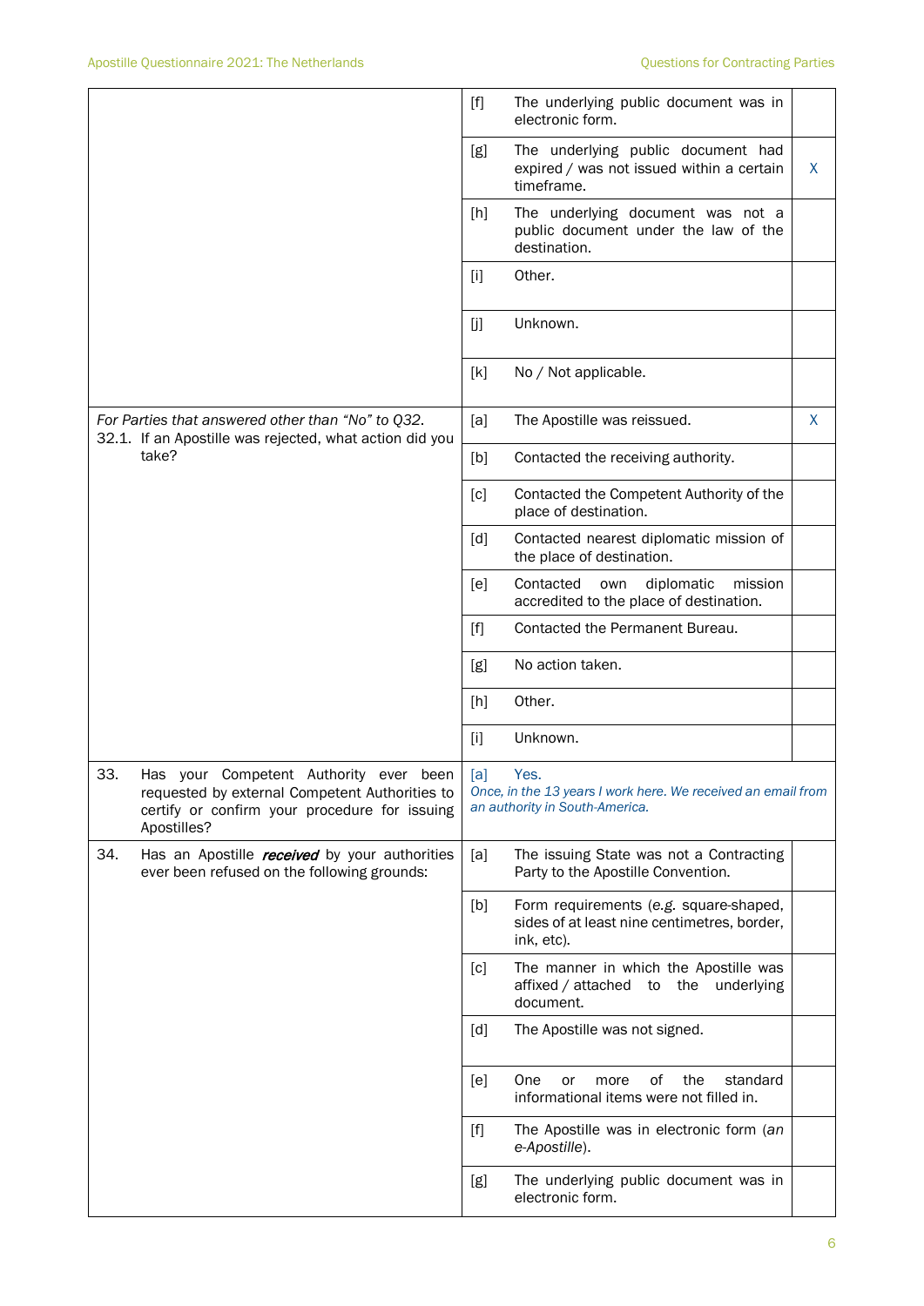| | | | |
|---|---|---|---|
| | [f] | The underlying public document was in electronic form. | |
| | [g] | The underlying public document had expired / was not issued within a certain timeframe. | X |
| | [h] | The underlying document was not a public document under the law of the destination. | |
| | [i] | Other. | |
| | [j] | Unknown. | |
| | [k] | No / Not applicable. | |
| *For Parties that answered other than "No" to Q32.* 32.1. If an Apostille was rejected, what action did you take? | [a] | The Apostille was reissued. | X |
| | [b] | Contacted the receiving authority. | |
| | [c] | Contacted the Competent Authority of the place of destination. | |
| | [d] | Contacted nearest diplomatic mission of the place of destination. | |
| | [e] | Contacted own diplomatic mission accredited to the place of destination. | |
| | [f] | Contacted the Permanent Bureau. | |
| | [g] | No action taken. | |
| | [h] | Other. | |
| | [i] | Unknown. | |
| 33. Has your Competent Authority ever been requested by external Competent Authorities to certify or confirm your procedure for issuing Apostilles? | [a] | Yes. *Once, in the 13 years I work here. We received an email from an authority in South-America.* | |
| 34. Has an Apostille ***received*** by your authorities ever been refused on the following grounds: | [a] | The issuing State was not a Contracting Party to the Apostille Convention. | |
| | [b] | Form requirements (*e.g.* square-shaped, sides of at least nine centimetres, border, ink, etc). | |
| | [c] | The manner in which the Apostille was affixed / attached to the underlying document. | |
| | [d] | The Apostille was not signed. | |
| | [e] | One or more of the standard informational items were not filled in. | |
| | [f] | The Apostille was in electronic form (*an e-Apostille*). | |
| | [g] | The underlying public document was in electronic form. | |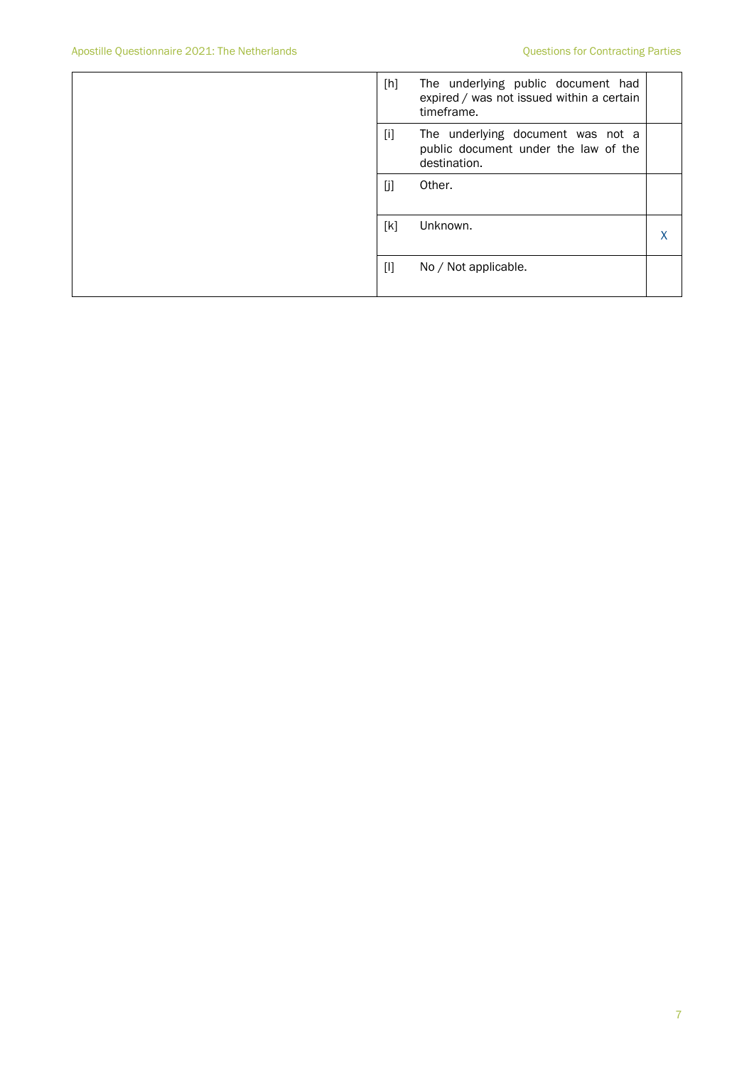| | | | |
|---|---|---|---|
| | [h] | The underlying public document had expired / was not issued within a certain timeframe. | |
| | [i] | The underlying document was not a public document under the law of the destination. | |
| | [j] | Other. | |
| | [k] | Unknown. | X |
| | [l] | No / Not applicable. | |